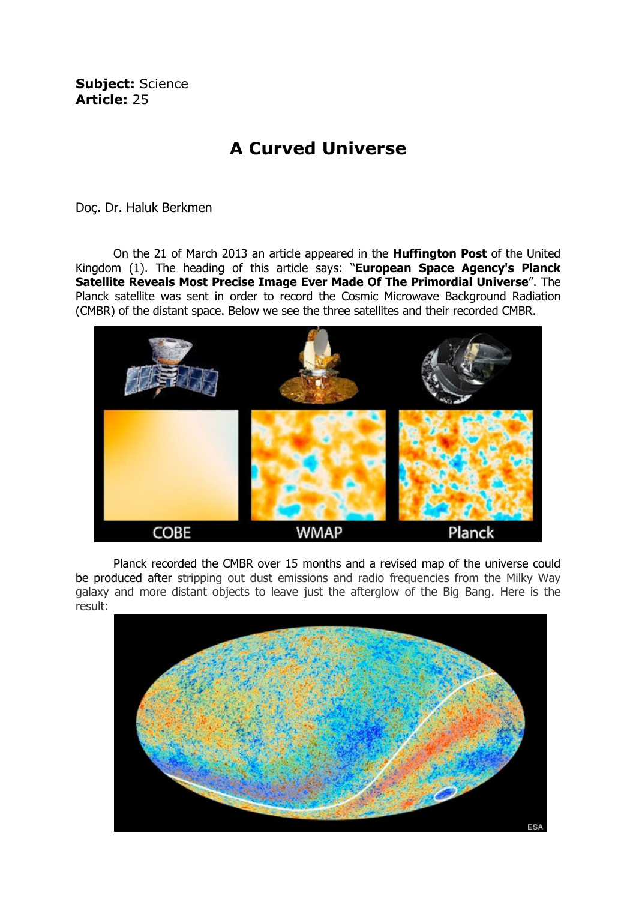**Subject:** Science
**Article:** 25

# A Curved Universe

Doç. Dr. Haluk Berkmen

On the 21 of March 2013 an article appeared in the **Huffington Post** of the United Kingdom (1). The heading of this article says: "**European Space Agency's Planck Satellite Reveals Most Precise Image Ever Made Of The Primordial Universe**". The Planck satellite was sent in order to record the Cosmic Microwave Background Radiation (CMBR) of the distant space. Below we see the three satellites and their recorded CMBR.

Planck recorded the CMBR over 15 months and a revised map of the universe could be produced after stripping out dust emissions and radio frequencies from the Milky Way galaxy and more distant objects to leave just the afterglow of the Big Bang. Here is the result: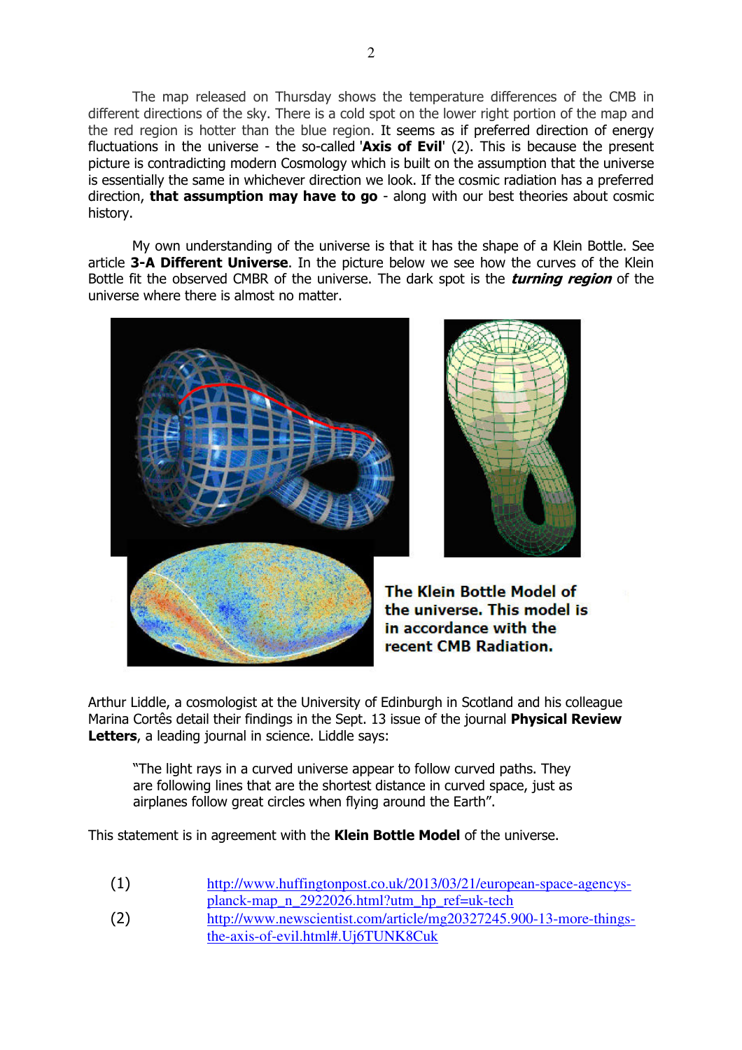The map released on Thursday shows the temperature differences of the CMB in different directions of the sky. There is a cold spot on the lower right portion of the map and the red region is hotter than the blue region. It seems as if preferred direction of energy fluctuations in the universe - the so-called '**Axis of Evil**' (2). This is because the present picture is contradicting modern Cosmology which is built on the assumption that the universe is essentially the same in whichever direction we look. If the cosmic radiation has a preferred direction, **that assumption may have to go** - along with our best theories about cosmic history.

My own understanding of the universe is that it has the shape of a Klein Bottle. See article **3-A Different Universe**. In the picture below we see how the curves of the Klein Bottle fit the observed CMBR of the universe. The dark spot is the ***turning region*** of the universe where there is almost no matter.

**The Klein Bottle Model of the universe. This model is in accordance with the recent CMB Radiation.**

Arthur Liddle, a cosmologist at the University of Edinburgh in Scotland and his colleague Marina Cortês detail their findings in the Sept. 13 issue of the journal **Physical Review Letters**, a leading journal in science. Liddle says:

> "The light rays in a curved universe appear to follow curved paths. They are following lines that are the shortest distance in curved space, just as airplanes follow great circles when flying around the Earth".

This statement is in agreement with the **Klein Bottle Model** of the universe.

(1) http://www.huffingtonpost.co.uk/2013/03/21/european-space-agencys-planck-map_n_2922026.html?utm_hp_ref=uk-tech

(2) http://www.newscientist.com/article/mg20327245.900-13-more-things-the-axis-of-evil.html#.Uj6TUNK8Cuk